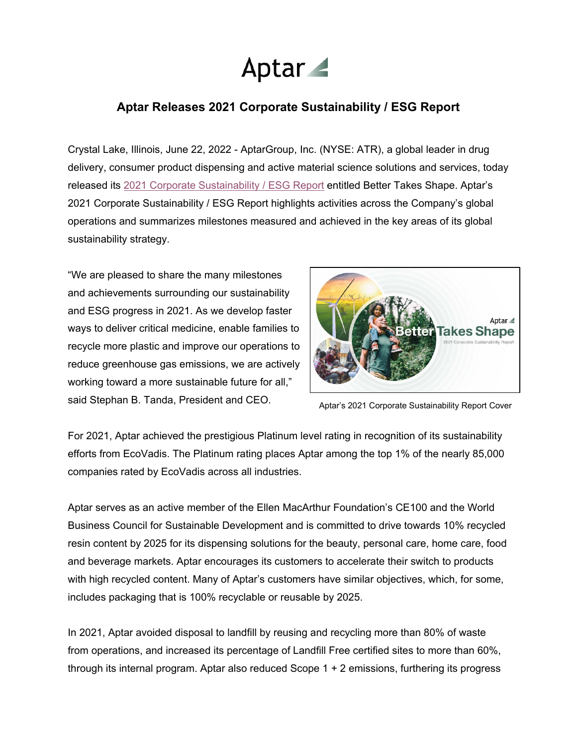Aptar

# Aptar Releases 2021 Corporate Sustainability / ESG Report

Crystal Lake, Illinois, June 22, 2022 - AptarGroup, Inc. (NYSE: ATR), a global leader in drug delivery, consumer product dispensing and active material science solutions and services, today released its 2021 Corporate Sustainability / ESG Report entitled Better Takes Shape. Aptar's 2021 Corporate Sustainability / ESG Report highlights activities across the Company's global operations and summarizes milestones measured and achieved in the key areas of its global sustainability strategy.

"We are pleased to share the many milestones and achievements surrounding our sustainability and ESG progress in 2021. As we develop faster ways to deliver critical medicine, enable families to recycle more plastic and improve our operations to reduce greenhouse gas emissions, we are actively working toward a more sustainable future for all," said Stephan B. Tanda, President and CEO.

Aptar's 2021 Corporate Sustainability Report Cover

For 2021, Aptar achieved the prestigious Platinum level rating in recognition of its sustainability efforts from EcoVadis. The Platinum rating places Aptar among the top 1% of the nearly 85,000 companies rated by EcoVadis across all industries.

Aptar serves as an active member of the Ellen MacArthur Foundation's CE100 and the World Business Council for Sustainable Development and is committed to drive towards 10% recycled resin content by 2025 for its dispensing solutions for the beauty, personal care, home care, food and beverage markets. Aptar encourages its customers to accelerate their switch to products with high recycled content. Many of Aptar's customers have similar objectives, which, for some, includes packaging that is 100% recyclable or reusable by 2025.

In 2021, Aptar avoided disposal to landfill by reusing and recycling more than 80% of waste from operations, and increased its percentage of Landfill Free certified sites to more than 60%, through its internal program. Aptar also reduced Scope 1 + 2 emissions, furthering its progress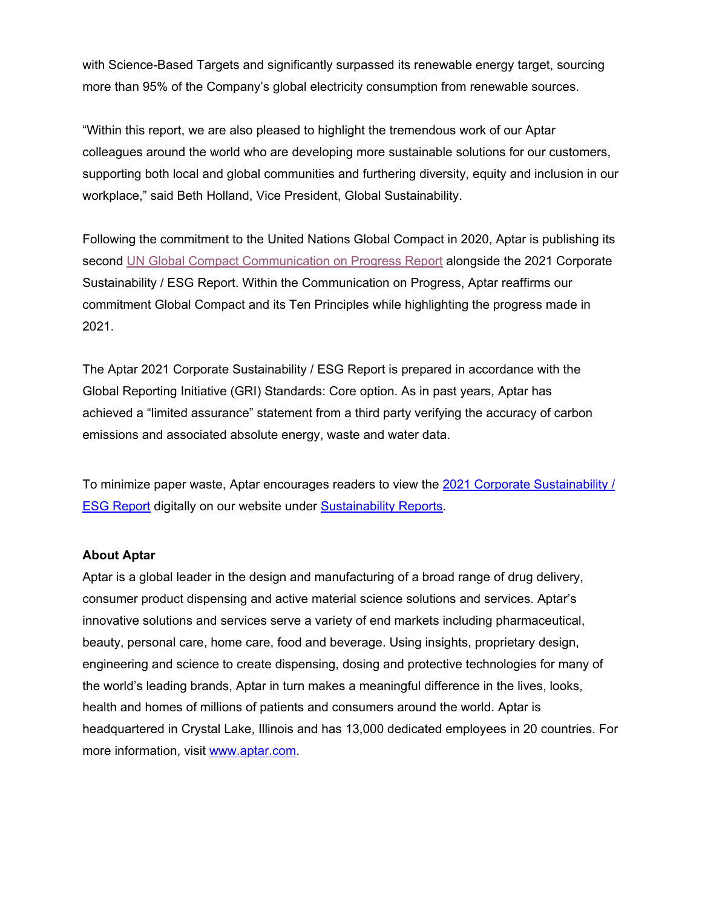with Science-Based Targets and significantly surpassed its renewable energy target, sourcing more than 95% of the Company's global electricity consumption from renewable sources.

"Within this report, we are also pleased to highlight the tremendous work of our Aptar colleagues around the world who are developing more sustainable solutions for our customers, supporting both local and global communities and furthering diversity, equity and inclusion in our workplace," said Beth Holland, Vice President, Global Sustainability.

Following the commitment to the United Nations Global Compact in 2020, Aptar is publishing its second [UN Global Compact Communication on Progress Report]() alongside the 2021 Corporate Sustainability / ESG Report. Within the Communication on Progress, Aptar reaffirms our commitment Global Compact and its Ten Principles while highlighting the progress made in 2021.

The Aptar 2021 Corporate Sustainability / ESG Report is prepared in accordance with the Global Reporting Initiative (GRI) Standards: Core option. As in past years, Aptar has achieved a "limited assurance" statement from a third party verifying the accuracy of carbon emissions and associated absolute energy, waste and water data.

To minimize paper waste, Aptar encourages readers to view the [2021 Corporate Sustainability / ESG Report]() digitally on our website under [Sustainability Reports]().

**About Aptar**

Aptar is a global leader in the design and manufacturing of a broad range of drug delivery, consumer product dispensing and active material science solutions and services. Aptar's innovative solutions and services serve a variety of end markets including pharmaceutical, beauty, personal care, home care, food and beverage. Using insights, proprietary design, engineering and science to create dispensing, dosing and protective technologies for many of the world's leading brands, Aptar in turn makes a meaningful difference in the lives, looks, health and homes of millions of patients and consumers around the world. Aptar is headquartered in Crystal Lake, Illinois and has 13,000 dedicated employees in 20 countries. For more information, visit [www.aptar.com](http://www.aptar.com).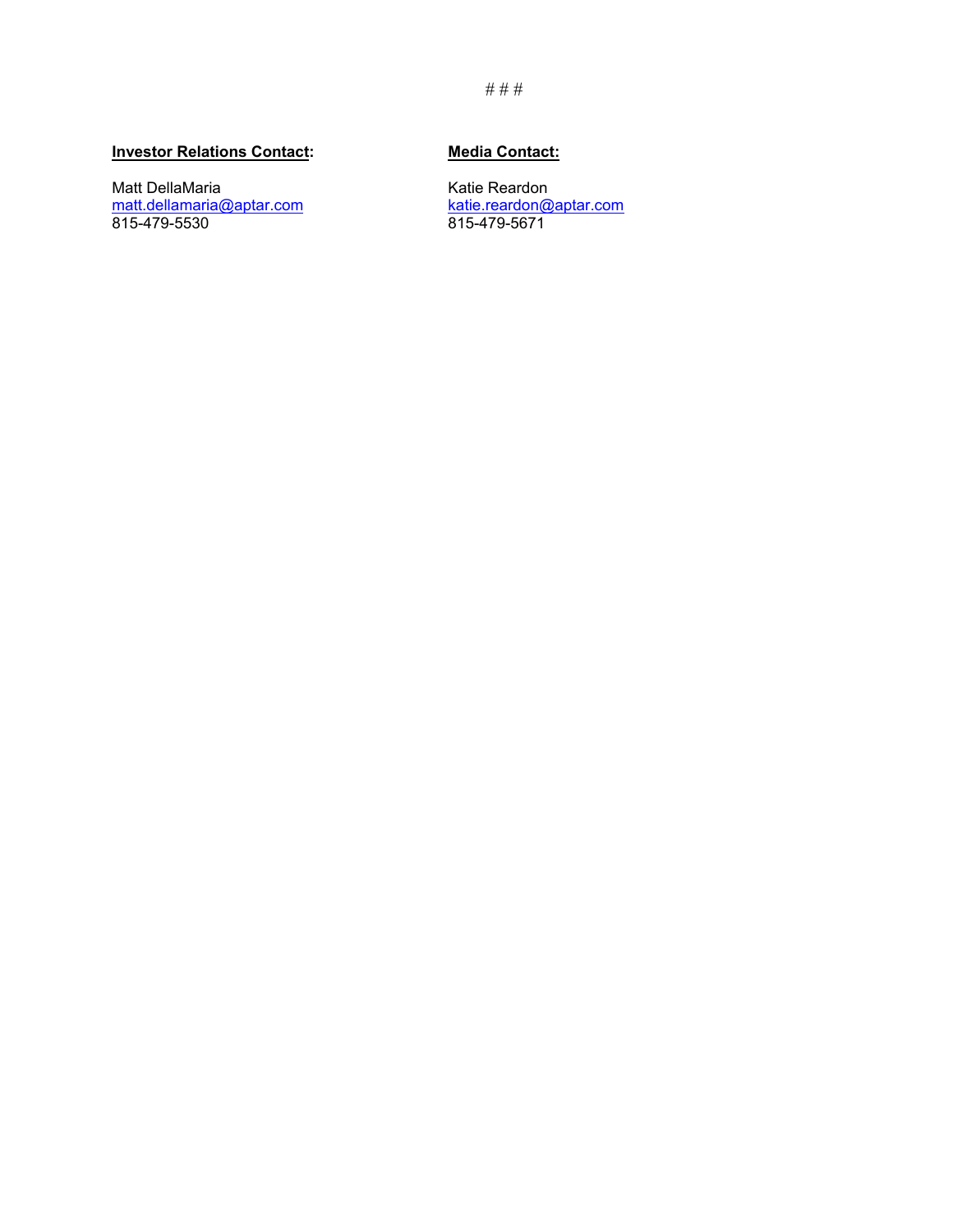# # #

**Investor Relations Contact:**

Matt DellaMaria
matt.dellamaria@aptar.com
815-479-5530

**Media Contact:**

Katie Reardon
katie.reardon@aptar.com
815-479-5671